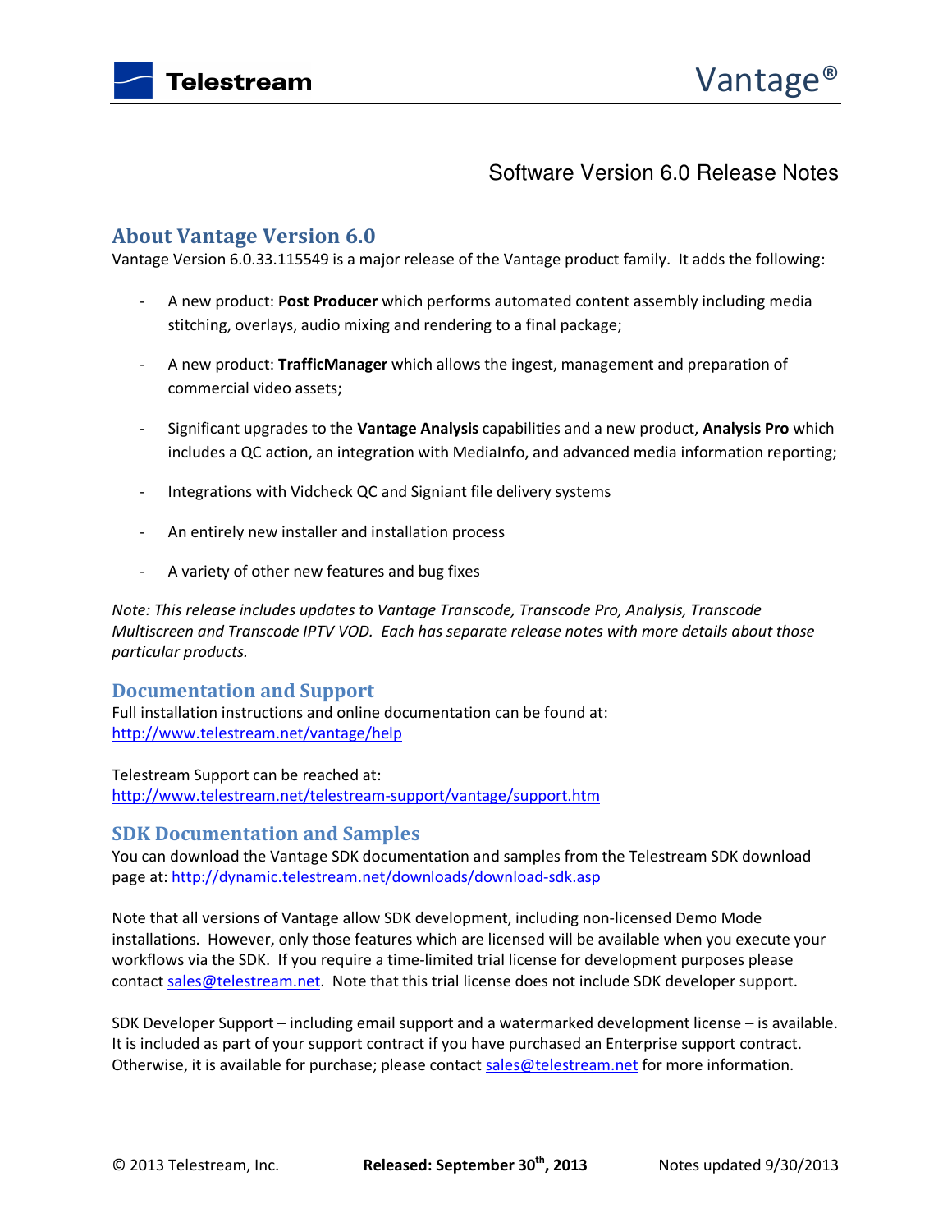# Software Version 6.0 Release Notes

## About Vantage Version 6.0

Vantage Version 6.0.33.115549 is a major release of the Vantage product family. It adds the following:

- A new product: **Post Producer** which performs automated content assembly including media stitching, overlays, audio mixing and rendering to a final package;
- A new product: **TrafficManager** which allows the ingest, management and preparation of commercial video assets;
- Significant upgrades to the **Vantage Analysis** capabilities and a new product, **Analysis Pro** which includes a QC action, an integration with MediaInfo, and advanced media information reporting;
- Integrations with Vidcheck QC and Signiant file delivery systems
- An entirely new installer and installation process
- A variety of other new features and bug fixes

*Note: This release includes updates to Vantage Transcode, Transcode Pro, Analysis, Transcode Multiscreen and Transcode IPTV VOD. Each has separate release notes with more details about those particular products.*

## Documentation and Support

Full installation instructions and online documentation can be found at:
http://www.telestream.net/vantage/help

Telestream Support can be reached at:
http://www.telestream.net/telestream-support/vantage/support.htm

## SDK Documentation and Samples

You can download the Vantage SDK documentation and samples from the Telestream SDK download page at: http://dynamic.telestream.net/downloads/download-sdk.asp

Note that all versions of Vantage allow SDK development, including non-licensed Demo Mode installations. However, only those features which are licensed will be available when you execute your workflows via the SDK. If you require a time-limited trial license for development purposes please contact sales@telestream.net. Note that this trial license does not include SDK developer support.

SDK Developer Support – including email support and a watermarked development license – is available. It is included as part of your support contract if you have purchased an Enterprise support contract. Otherwise, it is available for purchase; please contact sales@telestream.net for more information.

© 2013 Telestream, Inc. **Released: September 30th, 2013** Notes updated 9/30/2013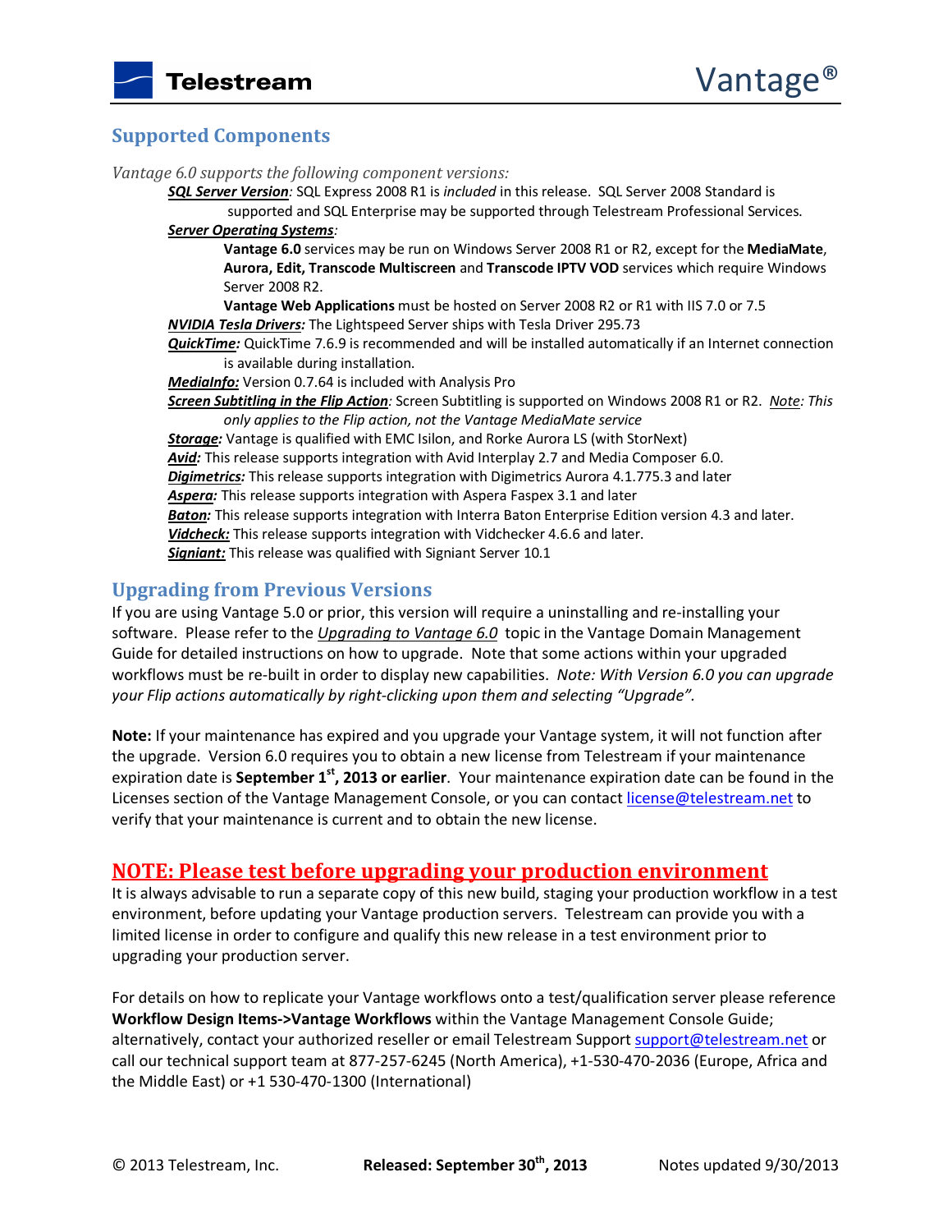## Supported Components

*Vantage 6.0 supports the following component versions:*

***SQL Server Version***: SQL Express 2008 R1 is *included* in this release. SQL Server 2008 Standard is supported and SQL Enterprise may be supported through Telestream Professional Services.

***Server Operating Systems***:

**Vantage 6.0** services may be run on Windows Server 2008 R1 or R2, except for the **MediaMate**, **Aurora, Edit, Transcode Multiscreen** and **Transcode IPTV VOD** services which require Windows Server 2008 R2.

**Vantage Web Applications** must be hosted on Server 2008 R2 or R1 with IIS 7.0 or 7.5

***NVIDIA Tesla Drivers:*** The Lightspeed Server ships with Tesla Driver 295.73

***QuickTime:*** QuickTime 7.6.9 is recommended and will be installed automatically if an Internet connection is available during installation.

***MediaInfo:*** Version 0.7.64 is included with Analysis Pro

***Screen Subtitling in the Flip Action***: Screen Subtitling is supported on Windows 2008 R1 or R2. *Note: This only applies to the Flip action, not the Vantage MediaMate service*

***Storage:*** Vantage is qualified with EMC Isilon, and Rorke Aurora LS (with StorNext)

***Avid:*** This release supports integration with Avid Interplay 2.7 and Media Composer 6.0.

***Digimetrics:*** This release supports integration with Digimetrics Aurora 4.1.775.3 and later

***Aspera:*** This release supports integration with Aspera Faspex 3.1 and later

***Baton:*** This release supports integration with Interra Baton Enterprise Edition version 4.3 and later.

***Vidcheck:*** This release supports integration with Vidchecker 4.6.6 and later.

***Signiant:*** This release was qualified with Signiant Server 10.1

## Upgrading from Previous Versions

If you are using Vantage 5.0 or prior, this version will require a uninstalling and re-installing your software. Please refer to the *Upgrading to Vantage 6.0* topic in the Vantage Domain Management Guide for detailed instructions on how to upgrade. Note that some actions within your upgraded workflows must be re-built in order to display new capabilities. *Note: With Version 6.0 you can upgrade your Flip actions automatically by right-clicking upon them and selecting "Upgrade".*

**Note:** If your maintenance has expired and you upgrade your Vantage system, it will not function after the upgrade. Version 6.0 requires you to obtain a new license from Telestream if your maintenance expiration date is **September 1st, 2013 or earlier**. Your maintenance expiration date can be found in the Licenses section of the Vantage Management Console, or you can contact license@telestream.net to verify that your maintenance is current and to obtain the new license.

## NOTE: Please test before upgrading your production environment

It is always advisable to run a separate copy of this new build, staging your production workflow in a test environment, before updating your Vantage production servers. Telestream can provide you with a limited license in order to configure and qualify this new release in a test environment prior to upgrading your production server.

For details on how to replicate your Vantage workflows onto a test/qualification server please reference **Workflow Design Items->Vantage Workflows** within the Vantage Management Console Guide; alternatively, contact your authorized reseller or email Telestream Support support@telestream.net or call our technical support team at 877-257-6245 (North America), +1-530-470-2036 (Europe, Africa and the Middle East) or +1 530-470-1300 (International)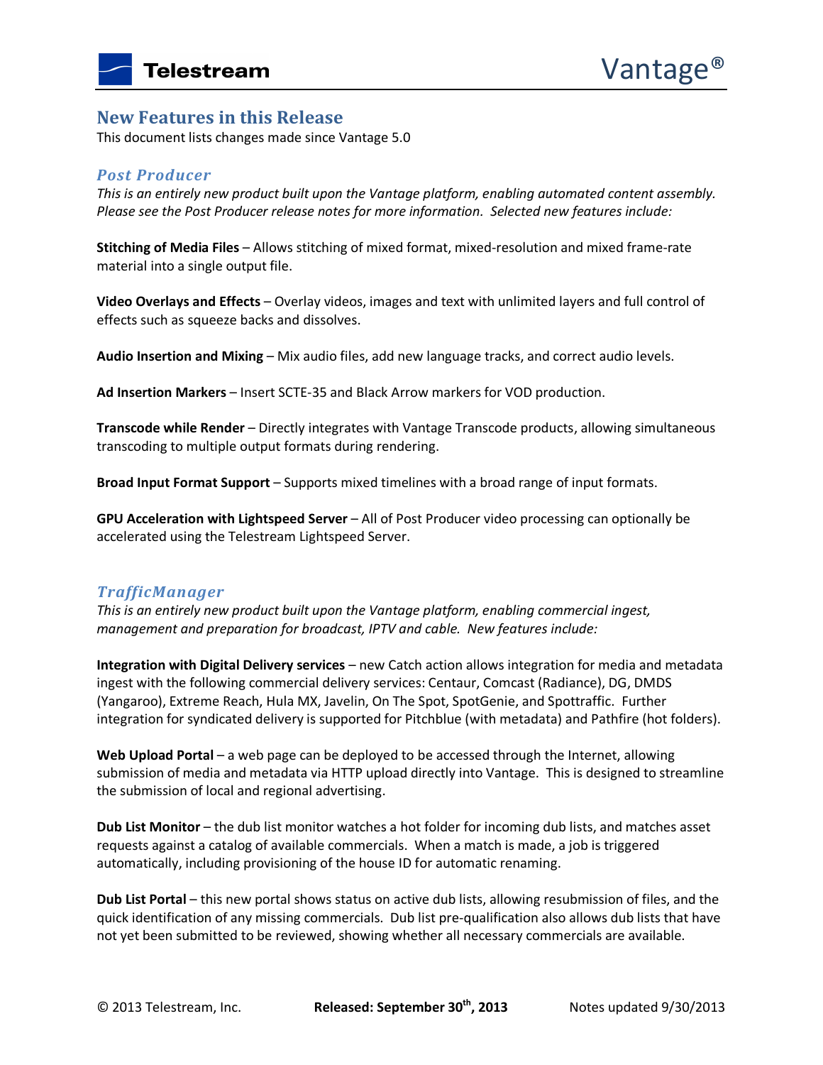## New Features in this Release

This document lists changes made since Vantage 5.0

### *Post Producer*

*This is an entirely new product built upon the Vantage platform, enabling automated content assembly. Please see the Post Producer release notes for more information. Selected new features include:*

**Stitching of Media Files** – Allows stitching of mixed format, mixed-resolution and mixed frame-rate material into a single output file.

**Video Overlays and Effects** – Overlay videos, images and text with unlimited layers and full control of effects such as squeeze backs and dissolves.

**Audio Insertion and Mixing** – Mix audio files, add new language tracks, and correct audio levels.

**Ad Insertion Markers** – Insert SCTE-35 and Black Arrow markers for VOD production.

**Transcode while Render** – Directly integrates with Vantage Transcode products, allowing simultaneous transcoding to multiple output formats during rendering.

**Broad Input Format Support** – Supports mixed timelines with a broad range of input formats.

**GPU Acceleration with Lightspeed Server** – All of Post Producer video processing can optionally be accelerated using the Telestream Lightspeed Server.

### *TrafficManager*

*This is an entirely new product built upon the Vantage platform, enabling commercial ingest, management and preparation for broadcast, IPTV and cable. New features include:*

**Integration with Digital Delivery services** – new Catch action allows integration for media and metadata ingest with the following commercial delivery services: Centaur, Comcast (Radiance), DG, DMDS (Yangaroo), Extreme Reach, Hula MX, Javelin, On The Spot, SpotGenie, and Spottraffic. Further integration for syndicated delivery is supported for Pitchblue (with metadata) and Pathfire (hot folders).

**Web Upload Portal** – a web page can be deployed to be accessed through the Internet, allowing submission of media and metadata via HTTP upload directly into Vantage. This is designed to streamline the submission of local and regional advertising.

**Dub List Monitor** – the dub list monitor watches a hot folder for incoming dub lists, and matches asset requests against a catalog of available commercials. When a match is made, a job is triggered automatically, including provisioning of the house ID for automatic renaming.

**Dub List Portal** – this new portal shows status on active dub lists, allowing resubmission of files, and the quick identification of any missing commercials. Dub list pre-qualification also allows dub lists that have not yet been submitted to be reviewed, showing whether all necessary commercials are available.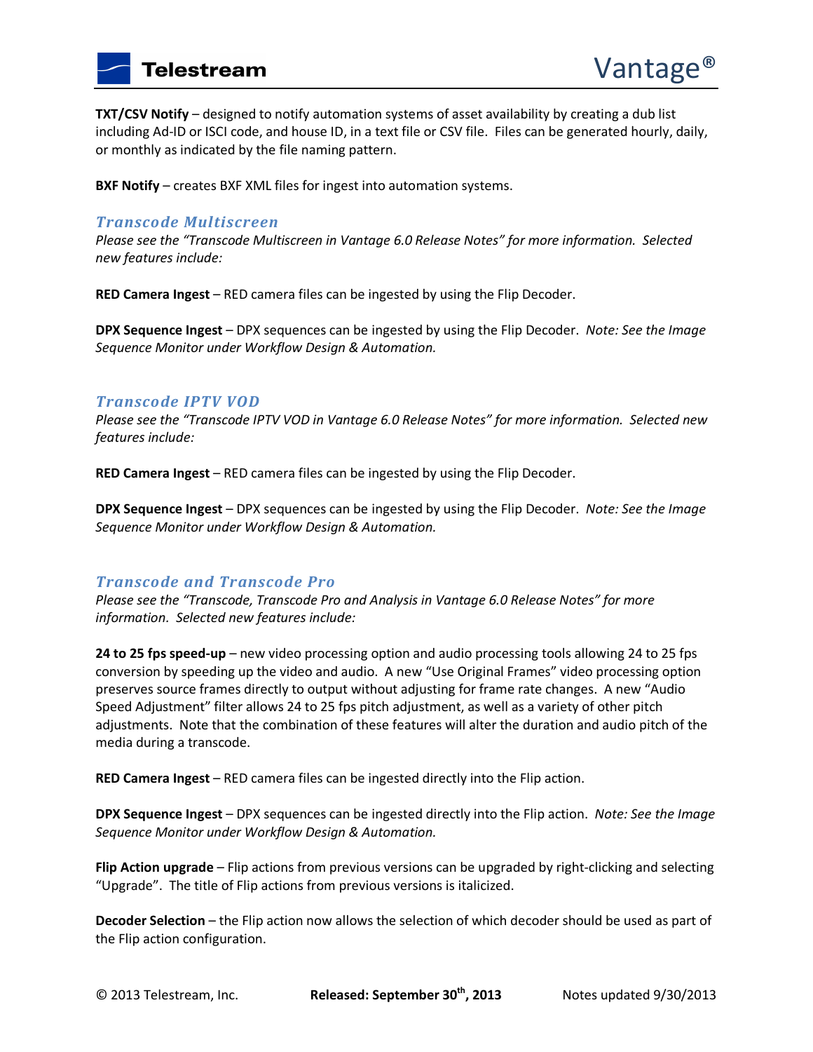**TXT/CSV Notify** – designed to notify automation systems of asset availability by creating a dub list including Ad-ID or ISCI code, and house ID, in a text file or CSV file. Files can be generated hourly, daily, or monthly as indicated by the file naming pattern.

**BXF Notify** – creates BXF XML files for ingest into automation systems.

### *Transcode Multiscreen*

*Please see the "Transcode Multiscreen in Vantage 6.0 Release Notes" for more information. Selected new features include:*

**RED Camera Ingest** – RED camera files can be ingested by using the Flip Decoder.

**DPX Sequence Ingest** – DPX sequences can be ingested by using the Flip Decoder. *Note: See the Image Sequence Monitor under Workflow Design & Automation.*

### *Transcode IPTV VOD*

*Please see the "Transcode IPTV VOD in Vantage 6.0 Release Notes" for more information. Selected new features include:*

**RED Camera Ingest** – RED camera files can be ingested by using the Flip Decoder.

**DPX Sequence Ingest** – DPX sequences can be ingested by using the Flip Decoder. *Note: See the Image Sequence Monitor under Workflow Design & Automation.*

### *Transcode and Transcode Pro*

*Please see the "Transcode, Transcode Pro and Analysis in Vantage 6.0 Release Notes" for more information. Selected new features include:*

**24 to 25 fps speed-up** – new video processing option and audio processing tools allowing 24 to 25 fps conversion by speeding up the video and audio. A new "Use Original Frames" video processing option preserves source frames directly to output without adjusting for frame rate changes. A new "Audio Speed Adjustment" filter allows 24 to 25 fps pitch adjustment, as well as a variety of other pitch adjustments. Note that the combination of these features will alter the duration and audio pitch of the media during a transcode.

**RED Camera Ingest** – RED camera files can be ingested directly into the Flip action.

**DPX Sequence Ingest** – DPX sequences can be ingested directly into the Flip action. *Note: See the Image Sequence Monitor under Workflow Design & Automation.*

**Flip Action upgrade** – Flip actions from previous versions can be upgraded by right-clicking and selecting "Upgrade". The title of Flip actions from previous versions is italicized.

**Decoder Selection** – the Flip action now allows the selection of which decoder should be used as part of the Flip action configuration.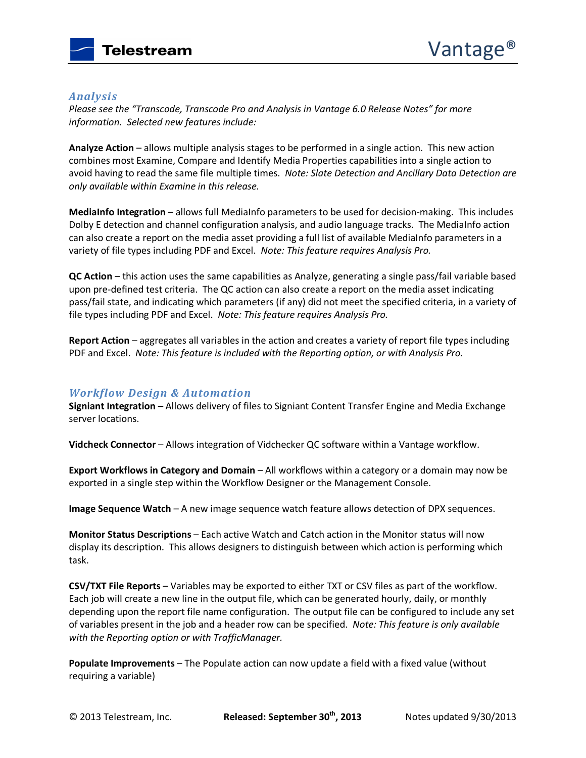## *Analysis*

*Please see the "Transcode, Transcode Pro and Analysis in Vantage 6.0 Release Notes" for more information. Selected new features include:*

**Analyze Action** – allows multiple analysis stages to be performed in a single action. This new action combines most Examine, Compare and Identify Media Properties capabilities into a single action to avoid having to read the same file multiple times. *Note: Slate Detection and Ancillary Data Detection are only available within Examine in this release.*

**MediaInfo Integration** – allows full MediaInfo parameters to be used for decision-making. This includes Dolby E detection and channel configuration analysis, and audio language tracks. The MediaInfo action can also create a report on the media asset providing a full list of available MediaInfo parameters in a variety of file types including PDF and Excel. *Note: This feature requires Analysis Pro.*

**QC Action** – this action uses the same capabilities as Analyze, generating a single pass/fail variable based upon pre-defined test criteria. The QC action can also create a report on the media asset indicating pass/fail state, and indicating which parameters (if any) did not meet the specified criteria, in a variety of file types including PDF and Excel. *Note: This feature requires Analysis Pro.*

**Report Action** – aggregates all variables in the action and creates a variety of report file types including PDF and Excel. *Note: This feature is included with the Reporting option, or with Analysis Pro.*

## *Workflow Design & Automation*

**Signiant Integration –** Allows delivery of files to Signiant Content Transfer Engine and Media Exchange server locations.

**Vidcheck Connector** – Allows integration of Vidchecker QC software within a Vantage workflow.

**Export Workflows in Category and Domain** – All workflows within a category or a domain may now be exported in a single step within the Workflow Designer or the Management Console.

**Image Sequence Watch** – A new image sequence watch feature allows detection of DPX sequences.

**Monitor Status Descriptions** – Each active Watch and Catch action in the Monitor status will now display its description. This allows designers to distinguish between which action is performing which task.

**CSV/TXT File Reports** – Variables may be exported to either TXT or CSV files as part of the workflow. Each job will create a new line in the output file, which can be generated hourly, daily, or monthly depending upon the report file name configuration. The output file can be configured to include any set of variables present in the job and a header row can be specified. *Note: This feature is only available with the Reporting option or with TrafficManager.*

**Populate Improvements** – The Populate action can now update a field with a fixed value (without requiring a variable)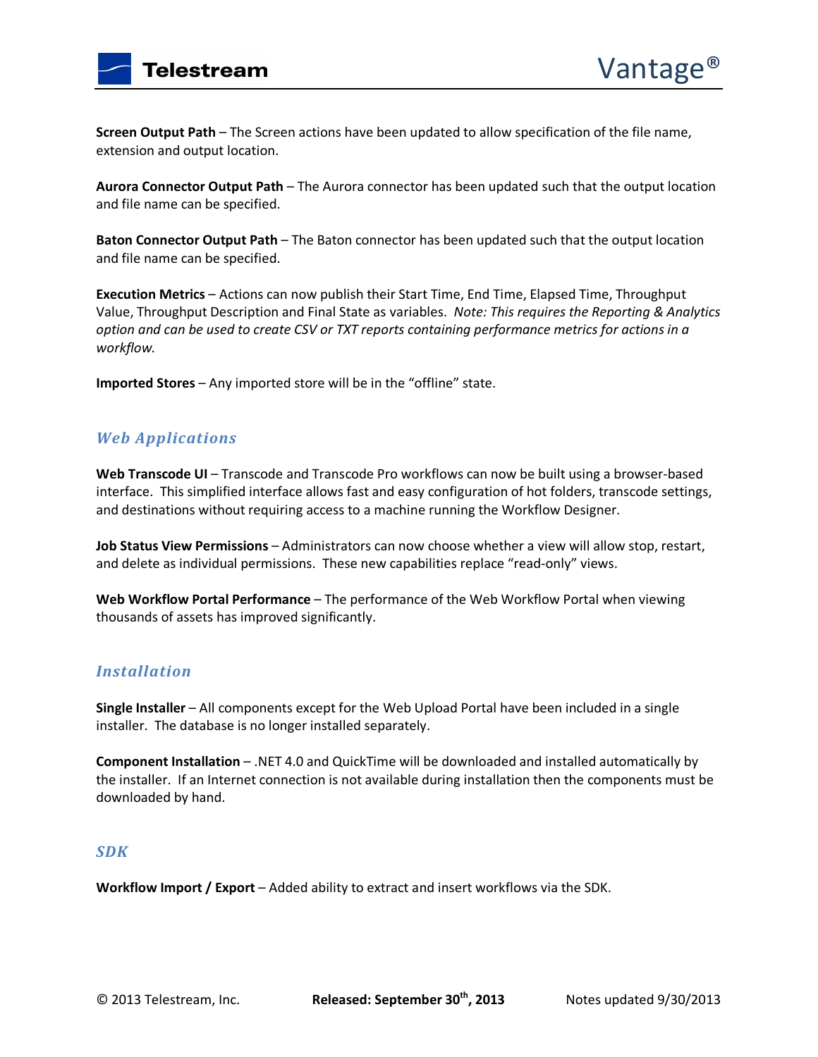**Screen Output Path** – The Screen actions have been updated to allow specification of the file name, extension and output location.

**Aurora Connector Output Path** – The Aurora connector has been updated such that the output location and file name can be specified.

**Baton Connector Output Path** – The Baton connector has been updated such that the output location and file name can be specified.

**Execution Metrics** – Actions can now publish their Start Time, End Time, Elapsed Time, Throughput Value, Throughput Description and Final State as variables. *Note: This requires the Reporting & Analytics option and can be used to create CSV or TXT reports containing performance metrics for actions in a workflow.*

**Imported Stores** – Any imported store will be in the "offline" state.

## *Web Applications*

**Web Transcode UI** – Transcode and Transcode Pro workflows can now be built using a browser-based interface. This simplified interface allows fast and easy configuration of hot folders, transcode settings, and destinations without requiring access to a machine running the Workflow Designer.

**Job Status View Permissions** – Administrators can now choose whether a view will allow stop, restart, and delete as individual permissions. These new capabilities replace "read-only" views.

**Web Workflow Portal Performance** – The performance of the Web Workflow Portal when viewing thousands of assets has improved significantly.

## *Installation*

**Single Installer** – All components except for the Web Upload Portal have been included in a single installer. The database is no longer installed separately.

**Component Installation** – .NET 4.0 and QuickTime will be downloaded and installed automatically by the installer. If an Internet connection is not available during installation then the components must be downloaded by hand.

## *SDK*

**Workflow Import / Export** – Added ability to extract and insert workflows via the SDK.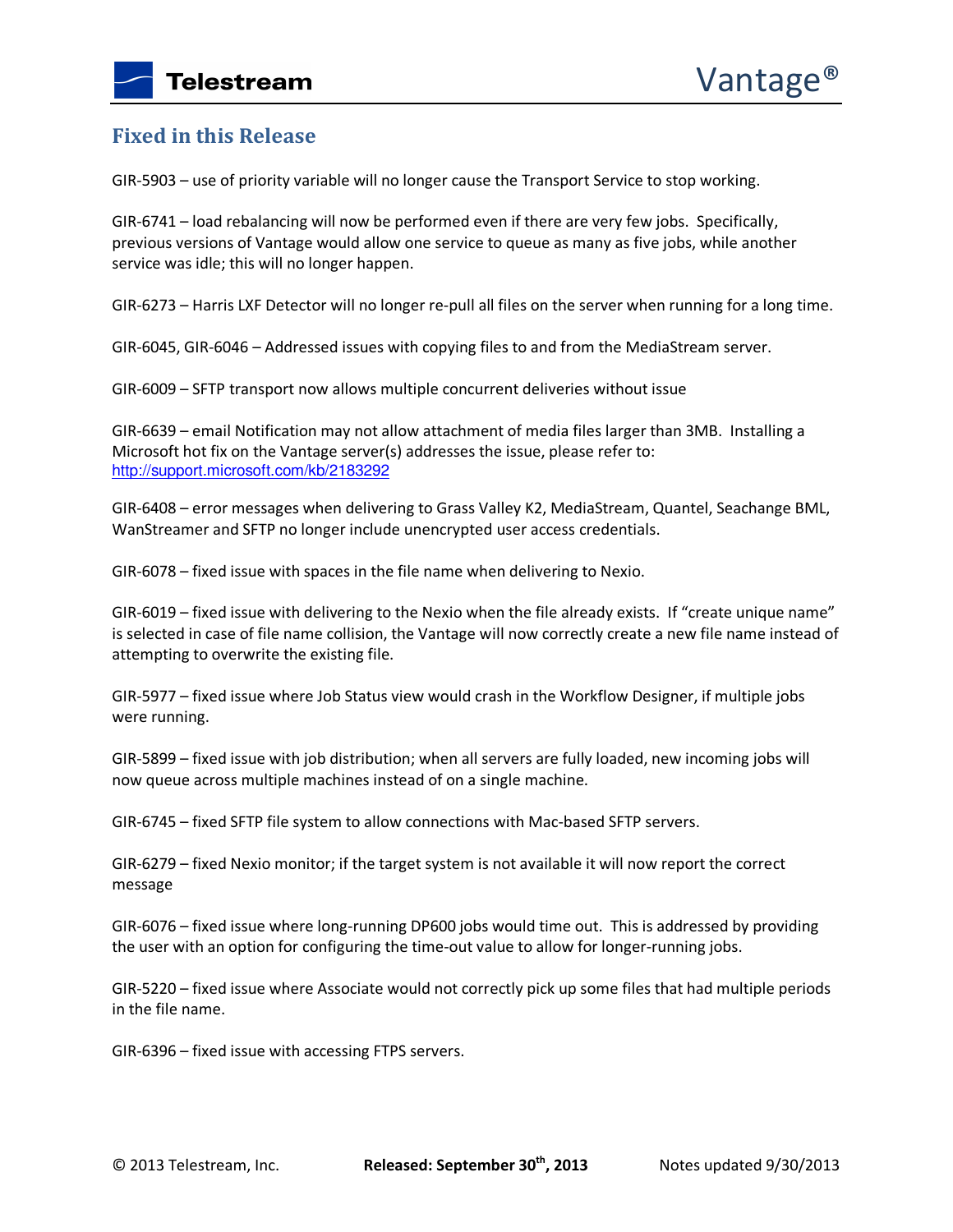## Fixed in this Release

GIR-5903 – use of priority variable will no longer cause the Transport Service to stop working.

GIR-6741 – load rebalancing will now be performed even if there are very few jobs. Specifically, previous versions of Vantage would allow one service to queue as many as five jobs, while another service was idle; this will no longer happen.

GIR-6273 – Harris LXF Detector will no longer re-pull all files on the server when running for a long time.

GIR-6045, GIR-6046 – Addressed issues with copying files to and from the MediaStream server.

GIR-6009 – SFTP transport now allows multiple concurrent deliveries without issue

GIR-6639 – email Notification may not allow attachment of media files larger than 3MB. Installing a Microsoft hot fix on the Vantage server(s) addresses the issue, please refer to: http://support.microsoft.com/kb/2183292

GIR-6408 – error messages when delivering to Grass Valley K2, MediaStream, Quantel, Seachange BML, WanStreamer and SFTP no longer include unencrypted user access credentials.

GIR-6078 – fixed issue with spaces in the file name when delivering to Nexio.

GIR-6019 – fixed issue with delivering to the Nexio when the file already exists. If "create unique name" is selected in case of file name collision, the Vantage will now correctly create a new file name instead of attempting to overwrite the existing file.

GIR-5977 – fixed issue where Job Status view would crash in the Workflow Designer, if multiple jobs were running.

GIR-5899 – fixed issue with job distribution; when all servers are fully loaded, new incoming jobs will now queue across multiple machines instead of on a single machine.

GIR-6745 – fixed SFTP file system to allow connections with Mac-based SFTP servers.

GIR-6279 – fixed Nexio monitor; if the target system is not available it will now report the correct message

GIR-6076 – fixed issue where long-running DP600 jobs would time out. This is addressed by providing the user with an option for configuring the time-out value to allow for longer-running jobs.

GIR-5220 – fixed issue where Associate would not correctly pick up some files that had multiple periods in the file name.

GIR-6396 – fixed issue with accessing FTPS servers.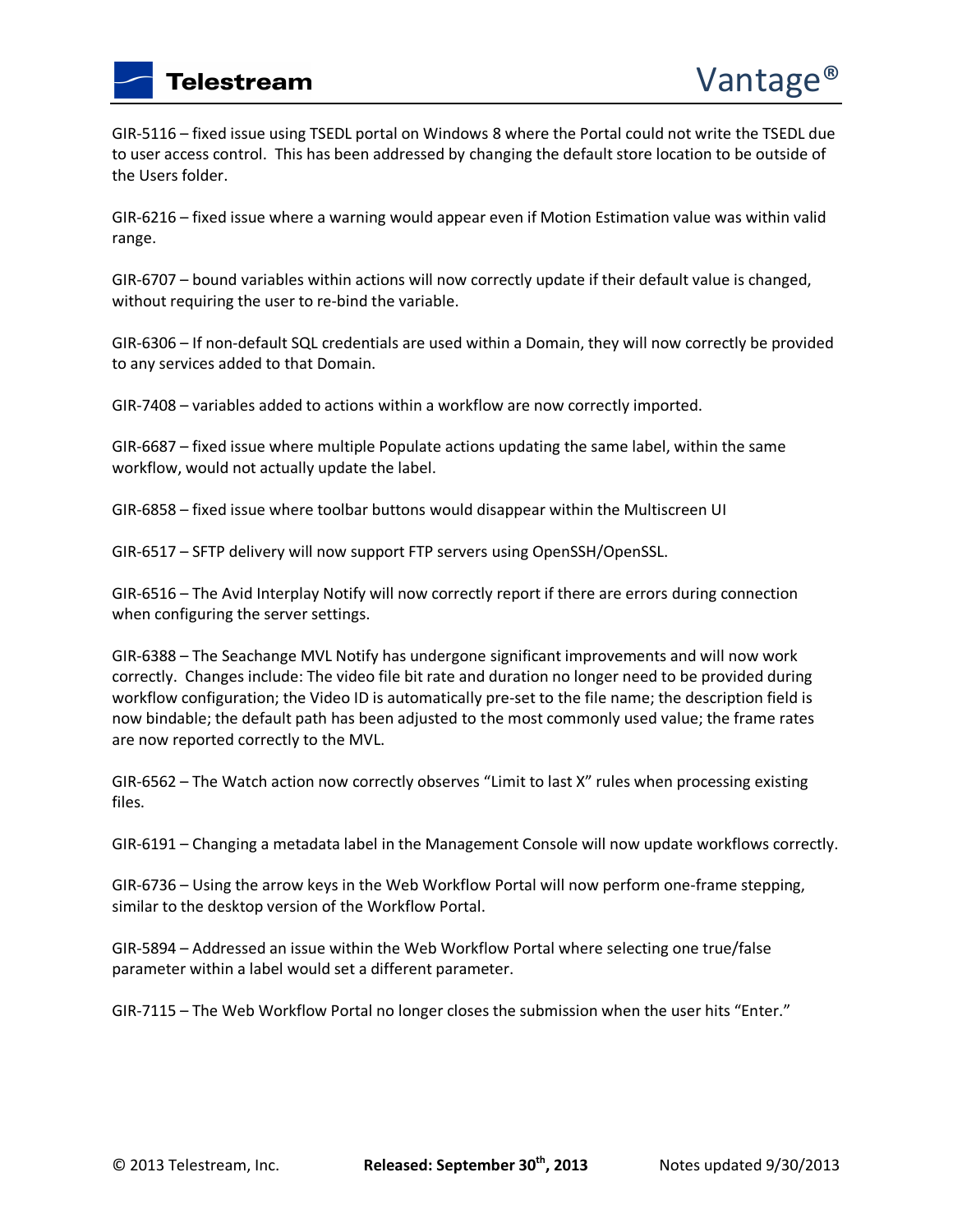GIR-5116 – fixed issue using TSEDL portal on Windows 8 where the Portal could not write the TSEDL due to user access control. This has been addressed by changing the default store location to be outside of the Users folder.

GIR-6216 – fixed issue where a warning would appear even if Motion Estimation value was within valid range.

GIR-6707 – bound variables within actions will now correctly update if their default value is changed, without requiring the user to re-bind the variable.

GIR-6306 – If non-default SQL credentials are used within a Domain, they will now correctly be provided to any services added to that Domain.

GIR-7408 – variables added to actions within a workflow are now correctly imported.

GIR-6687 – fixed issue where multiple Populate actions updating the same label, within the same workflow, would not actually update the label.

GIR-6858 – fixed issue where toolbar buttons would disappear within the Multiscreen UI

GIR-6517 – SFTP delivery will now support FTP servers using OpenSSH/OpenSSL.

GIR-6516 – The Avid Interplay Notify will now correctly report if there are errors during connection when configuring the server settings.

GIR-6388 – The Seachange MVL Notify has undergone significant improvements and will now work correctly. Changes include: The video file bit rate and duration no longer need to be provided during workflow configuration; the Video ID is automatically pre-set to the file name; the description field is now bindable; the default path has been adjusted to the most commonly used value; the frame rates are now reported correctly to the MVL.

GIR-6562 – The Watch action now correctly observes "Limit to last X" rules when processing existing files.

GIR-6191 – Changing a metadata label in the Management Console will now update workflows correctly.

GIR-6736 – Using the arrow keys in the Web Workflow Portal will now perform one-frame stepping, similar to the desktop version of the Workflow Portal.

GIR-5894 – Addressed an issue within the Web Workflow Portal where selecting one true/false parameter within a label would set a different parameter.

GIR-7115 – The Web Workflow Portal no longer closes the submission when the user hits "Enter."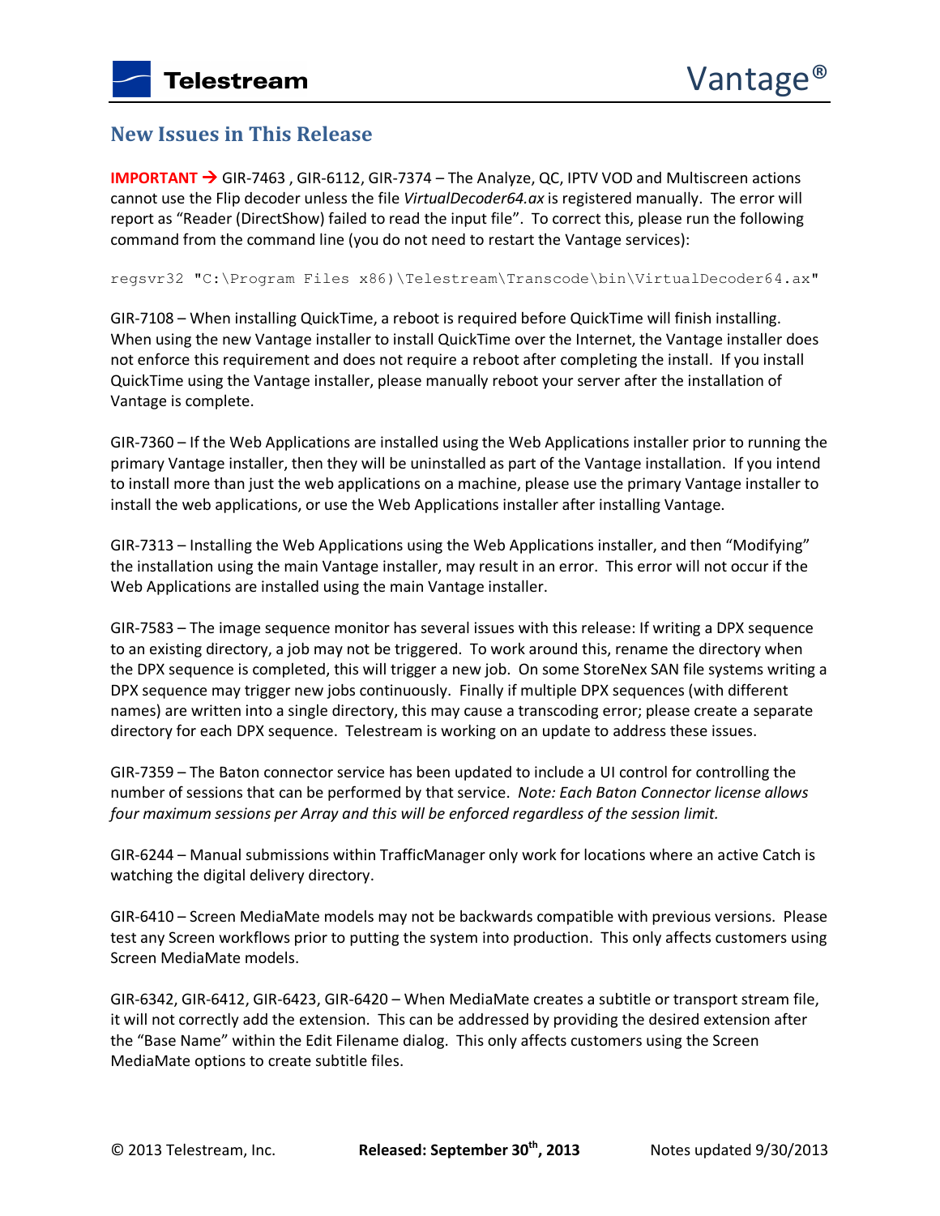## New Issues in This Release

**IMPORTANT →** GIR-7463 , GIR-6112, GIR-7374 – The Analyze, QC, IPTV VOD and Multiscreen actions cannot use the Flip decoder unless the file *VirtualDecoder64.ax* is registered manually. The error will report as "Reader (DirectShow) failed to read the input file". To correct this, please run the following command from the command line (you do not need to restart the Vantage services):

```
regsvr32 "C:\Program Files x86)\Telestream\Transcode\bin\VirtualDecoder64.ax"
```

GIR-7108 – When installing QuickTime, a reboot is required before QuickTime will finish installing. When using the new Vantage installer to install QuickTime over the Internet, the Vantage installer does not enforce this requirement and does not require a reboot after completing the install. If you install QuickTime using the Vantage installer, please manually reboot your server after the installation of Vantage is complete.

GIR-7360 – If the Web Applications are installed using the Web Applications installer prior to running the primary Vantage installer, then they will be uninstalled as part of the Vantage installation. If you intend to install more than just the web applications on a machine, please use the primary Vantage installer to install the web applications, or use the Web Applications installer after installing Vantage.

GIR-7313 – Installing the Web Applications using the Web Applications installer, and then "Modifying" the installation using the main Vantage installer, may result in an error. This error will not occur if the Web Applications are installed using the main Vantage installer.

GIR-7583 – The image sequence monitor has several issues with this release: If writing a DPX sequence to an existing directory, a job may not be triggered. To work around this, rename the directory when the DPX sequence is completed, this will trigger a new job. On some StoreNex SAN file systems writing a DPX sequence may trigger new jobs continuously. Finally if multiple DPX sequences (with different names) are written into a single directory, this may cause a transcoding error; please create a separate directory for each DPX sequence. Telestream is working on an update to address these issues.

GIR-7359 – The Baton connector service has been updated to include a UI control for controlling the number of sessions that can be performed by that service. *Note: Each Baton Connector license allows four maximum sessions per Array and this will be enforced regardless of the session limit.*

GIR-6244 – Manual submissions within TrafficManager only work for locations where an active Catch is watching the digital delivery directory.

GIR-6410 – Screen MediaMate models may not be backwards compatible with previous versions. Please test any Screen workflows prior to putting the system into production. This only affects customers using Screen MediaMate models.

GIR-6342, GIR-6412, GIR-6423, GIR-6420 – When MediaMate creates a subtitle or transport stream file, it will not correctly add the extension. This can be addressed by providing the desired extension after the "Base Name" within the Edit Filename dialog. This only affects customers using the Screen MediaMate options to create subtitle files.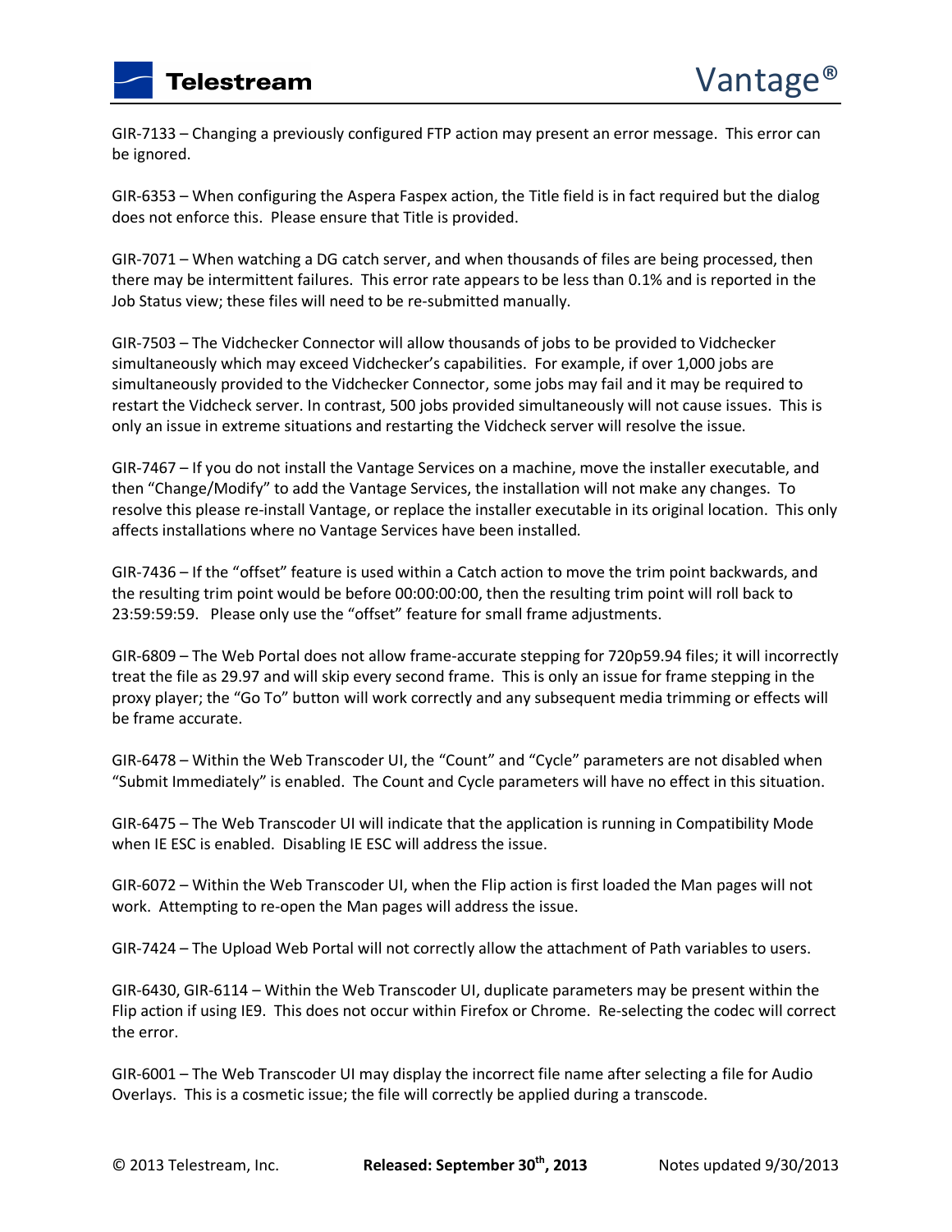GIR-7133 – Changing a previously configured FTP action may present an error message. This error can be ignored.

GIR-6353 – When configuring the Aspera Faspex action, the Title field is in fact required but the dialog does not enforce this. Please ensure that Title is provided.

GIR-7071 – When watching a DG catch server, and when thousands of files are being processed, then there may be intermittent failures. This error rate appears to be less than 0.1% and is reported in the Job Status view; these files will need to be re-submitted manually.

GIR-7503 – The Vidchecker Connector will allow thousands of jobs to be provided to Vidchecker simultaneously which may exceed Vidchecker's capabilities. For example, if over 1,000 jobs are simultaneously provided to the Vidchecker Connector, some jobs may fail and it may be required to restart the Vidcheck server. In contrast, 500 jobs provided simultaneously will not cause issues. This is only an issue in extreme situations and restarting the Vidcheck server will resolve the issue.

GIR-7467 – If you do not install the Vantage Services on a machine, move the installer executable, and then "Change/Modify" to add the Vantage Services, the installation will not make any changes. To resolve this please re-install Vantage, or replace the installer executable in its original location. This only affects installations where no Vantage Services have been installed.

GIR-7436 – If the "offset" feature is used within a Catch action to move the trim point backwards, and the resulting trim point would be before 00:00:00:00, then the resulting trim point will roll back to 23:59:59:59. Please only use the "offset" feature for small frame adjustments.

GIR-6809 – The Web Portal does not allow frame-accurate stepping for 720p59.94 files; it will incorrectly treat the file as 29.97 and will skip every second frame. This is only an issue for frame stepping in the proxy player; the "Go To" button will work correctly and any subsequent media trimming or effects will be frame accurate.

GIR-6478 – Within the Web Transcoder UI, the "Count" and "Cycle" parameters are not disabled when "Submit Immediately" is enabled. The Count and Cycle parameters will have no effect in this situation.

GIR-6475 – The Web Transcoder UI will indicate that the application is running in Compatibility Mode when IE ESC is enabled. Disabling IE ESC will address the issue.

GIR-6072 – Within the Web Transcoder UI, when the Flip action is first loaded the Man pages will not work. Attempting to re-open the Man pages will address the issue.

GIR-7424 – The Upload Web Portal will not correctly allow the attachment of Path variables to users.

GIR-6430, GIR-6114 – Within the Web Transcoder UI, duplicate parameters may be present within the Flip action if using IE9. This does not occur within Firefox or Chrome. Re-selecting the codec will correct the error.

GIR-6001 – The Web Transcoder UI may display the incorrect file name after selecting a file for Audio Overlays. This is a cosmetic issue; the file will correctly be applied during a transcode.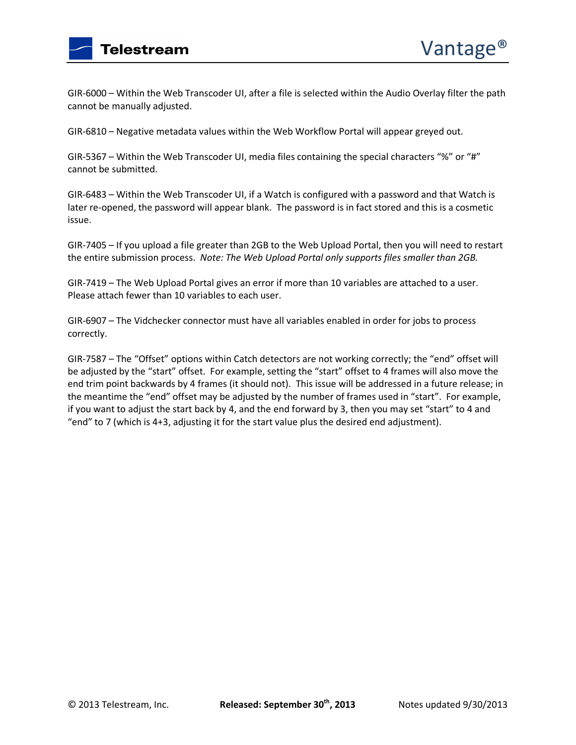GIR-6000 – Within the Web Transcoder UI, after a file is selected within the Audio Overlay filter the path cannot be manually adjusted.

GIR-6810 – Negative metadata values within the Web Workflow Portal will appear greyed out.

GIR-5367 – Within the Web Transcoder UI, media files containing the special characters "%" or "#" cannot be submitted.

GIR-6483 – Within the Web Transcoder UI, if a Watch is configured with a password and that Watch is later re-opened, the password will appear blank. The password is in fact stored and this is a cosmetic issue.

GIR-7405 – If you upload a file greater than 2GB to the Web Upload Portal, then you will need to restart the entire submission process. *Note: The Web Upload Portal only supports files smaller than 2GB.*

GIR-7419 – The Web Upload Portal gives an error if more than 10 variables are attached to a user. Please attach fewer than 10 variables to each user.

GIR-6907 – The Vidchecker connector must have all variables enabled in order for jobs to process correctly.

GIR-7587 – The "Offset" options within Catch detectors are not working correctly; the "end" offset will be adjusted by the "start" offset. For example, setting the "start" offset to 4 frames will also move the end trim point backwards by 4 frames (it should not). This issue will be addressed in a future release; in the meantime the "end" offset may be adjusted by the number of frames used in "start". For example, if you want to adjust the start back by 4, and the end forward by 3, then you may set "start" to 4 and "end" to 7 (which is 4+3, adjusting it for the start value plus the desired end adjustment).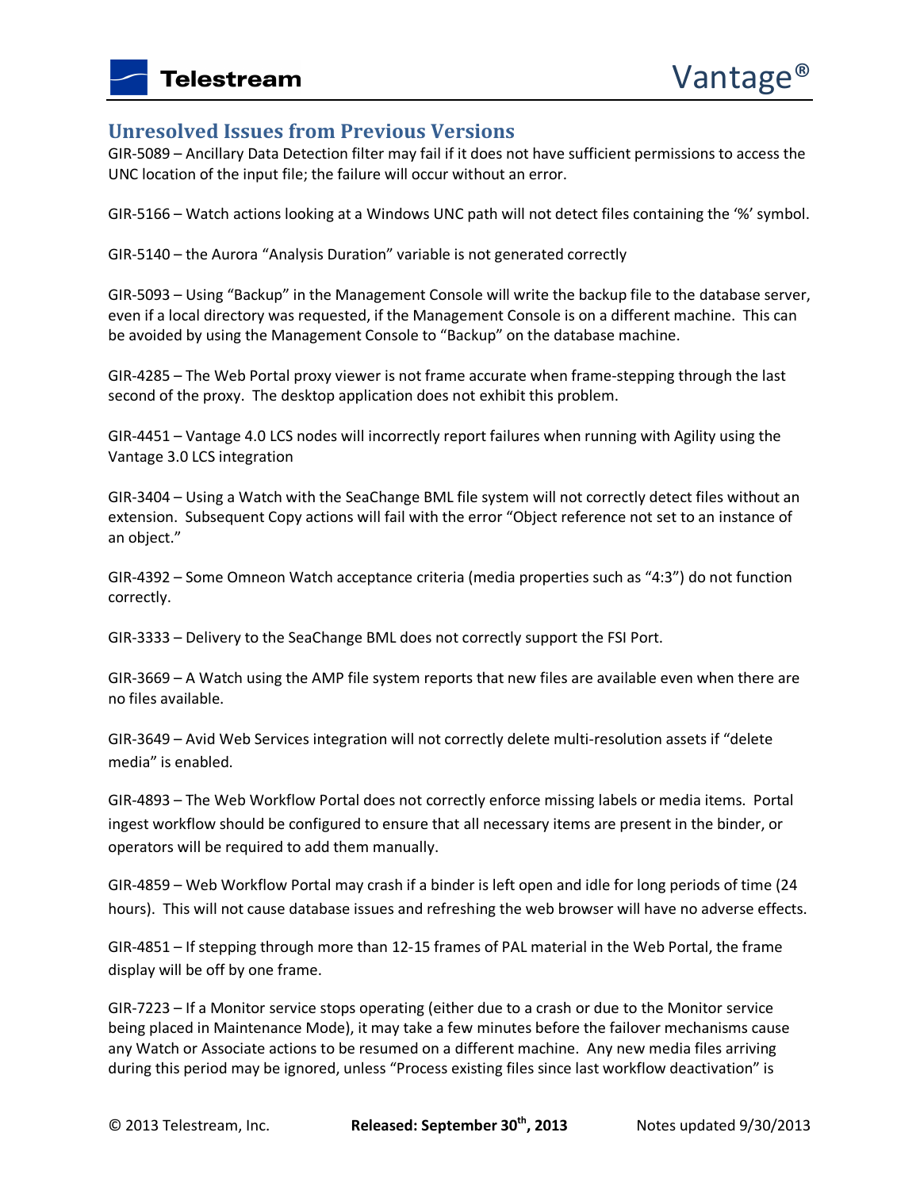## Unresolved Issues from Previous Versions

GIR-5089 – Ancillary Data Detection filter may fail if it does not have sufficient permissions to access the UNC location of the input file; the failure will occur without an error.

GIR-5166 – Watch actions looking at a Windows UNC path will not detect files containing the '%' symbol.

GIR-5140 – the Aurora "Analysis Duration" variable is not generated correctly

GIR-5093 – Using "Backup" in the Management Console will write the backup file to the database server, even if a local directory was requested, if the Management Console is on a different machine. This can be avoided by using the Management Console to "Backup" on the database machine.

GIR-4285 – The Web Portal proxy viewer is not frame accurate when frame-stepping through the last second of the proxy. The desktop application does not exhibit this problem.

GIR-4451 – Vantage 4.0 LCS nodes will incorrectly report failures when running with Agility using the Vantage 3.0 LCS integration

GIR-3404 – Using a Watch with the SeaChange BML file system will not correctly detect files without an extension. Subsequent Copy actions will fail with the error "Object reference not set to an instance of an object."

GIR-4392 – Some Omneon Watch acceptance criteria (media properties such as "4:3") do not function correctly.

GIR-3333 – Delivery to the SeaChange BML does not correctly support the FSI Port.

GIR-3669 – A Watch using the AMP file system reports that new files are available even when there are no files available.

GIR-3649 – Avid Web Services integration will not correctly delete multi-resolution assets if "delete media" is enabled.

GIR-4893 – The Web Workflow Portal does not correctly enforce missing labels or media items. Portal ingest workflow should be configured to ensure that all necessary items are present in the binder, or operators will be required to add them manually.

GIR-4859 – Web Workflow Portal may crash if a binder is left open and idle for long periods of time (24 hours). This will not cause database issues and refreshing the web browser will have no adverse effects.

GIR-4851 – If stepping through more than 12-15 frames of PAL material in the Web Portal, the frame display will be off by one frame.

GIR-7223 – If a Monitor service stops operating (either due to a crash or due to the Monitor service being placed in Maintenance Mode), it may take a few minutes before the failover mechanisms cause any Watch or Associate actions to be resumed on a different machine. Any new media files arriving during this period may be ignored, unless "Process existing files since last workflow deactivation" is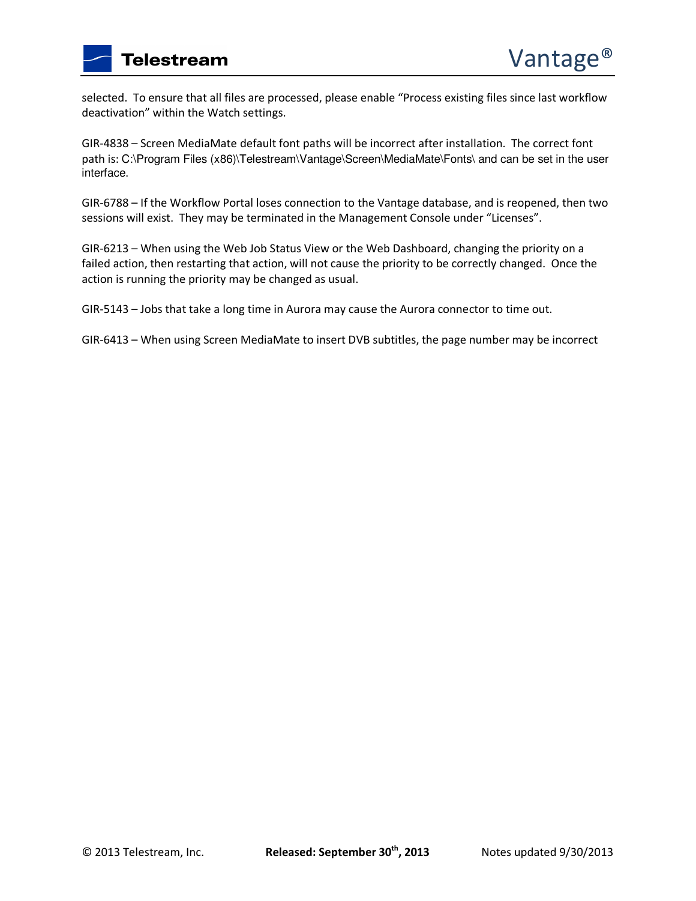selected. To ensure that all files are processed, please enable "Process existing files since last workflow deactivation" within the Watch settings.

GIR-4838 – Screen MediaMate default font paths will be incorrect after installation. The correct font path is: C:\Program Files (x86)\Telestream\Vantage\Screen\MediaMate\Fonts\ and can be set in the user interface.

GIR-6788 – If the Workflow Portal loses connection to the Vantage database, and is reopened, then two sessions will exist. They may be terminated in the Management Console under "Licenses".

GIR-6213 – When using the Web Job Status View or the Web Dashboard, changing the priority on a failed action, then restarting that action, will not cause the priority to be correctly changed. Once the action is running the priority may be changed as usual.

GIR-5143 – Jobs that take a long time in Aurora may cause the Aurora connector to time out.

GIR-6413 – When using Screen MediaMate to insert DVB subtitles, the page number may be incorrect